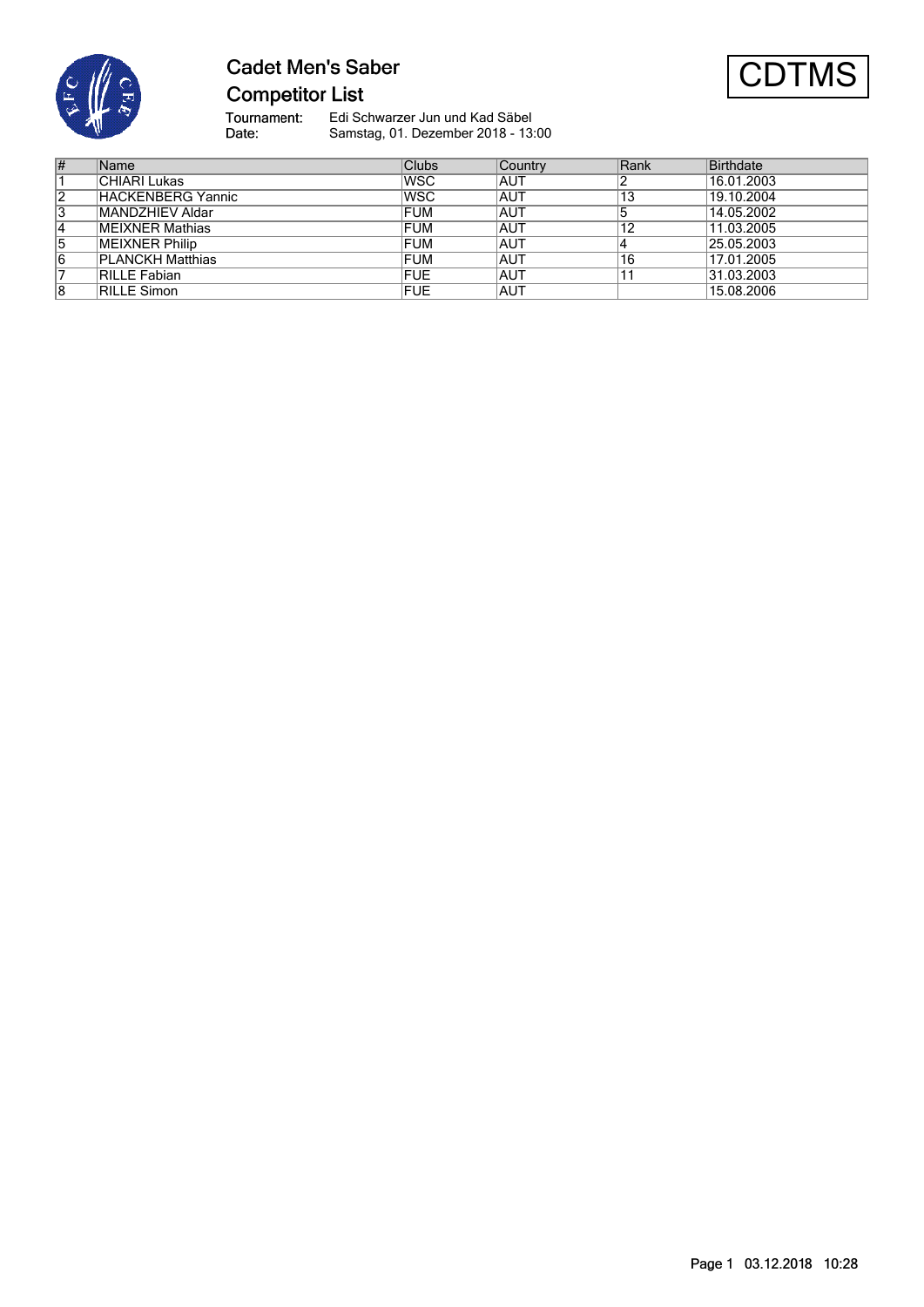# Cadet Men's Saber

## Competitor List

CDTMS

Tournament: Edi Schwarzer Jun und Kad Säbel
Date: Samstag, 01. Dezember 2018 - 13:00

| # | Name | Clubs | Country | Rank | Birthdate |
|---|---|---|---|---|---|
| 1 | CHIARI Lukas | WSC | AUT | 2 | 16.01.2003 |
| 2 | HACKENBERG Yannic | WSC | AUT | 13 | 19.10.2004 |
| 3 | MANDZHIEV Aldar | FUM | AUT | 5 | 14.05.2002 |
| 4 | MEIXNER Mathias | FUM | AUT | 12 | 11.03.2005 |
| 5 | MEIXNER Philip | FUM | AUT | 4 | 25.05.2003 |
| 6 | PLANCKH Matthias | FUM | AUT | 16 | 17.01.2005 |
| 7 | RILLE Fabian | FUE | AUT | 11 | 31.03.2003 |
| 8 | RILLE Simon | FUE | AUT | | 15.08.2006 |

Page 1 03.12.2018 10:28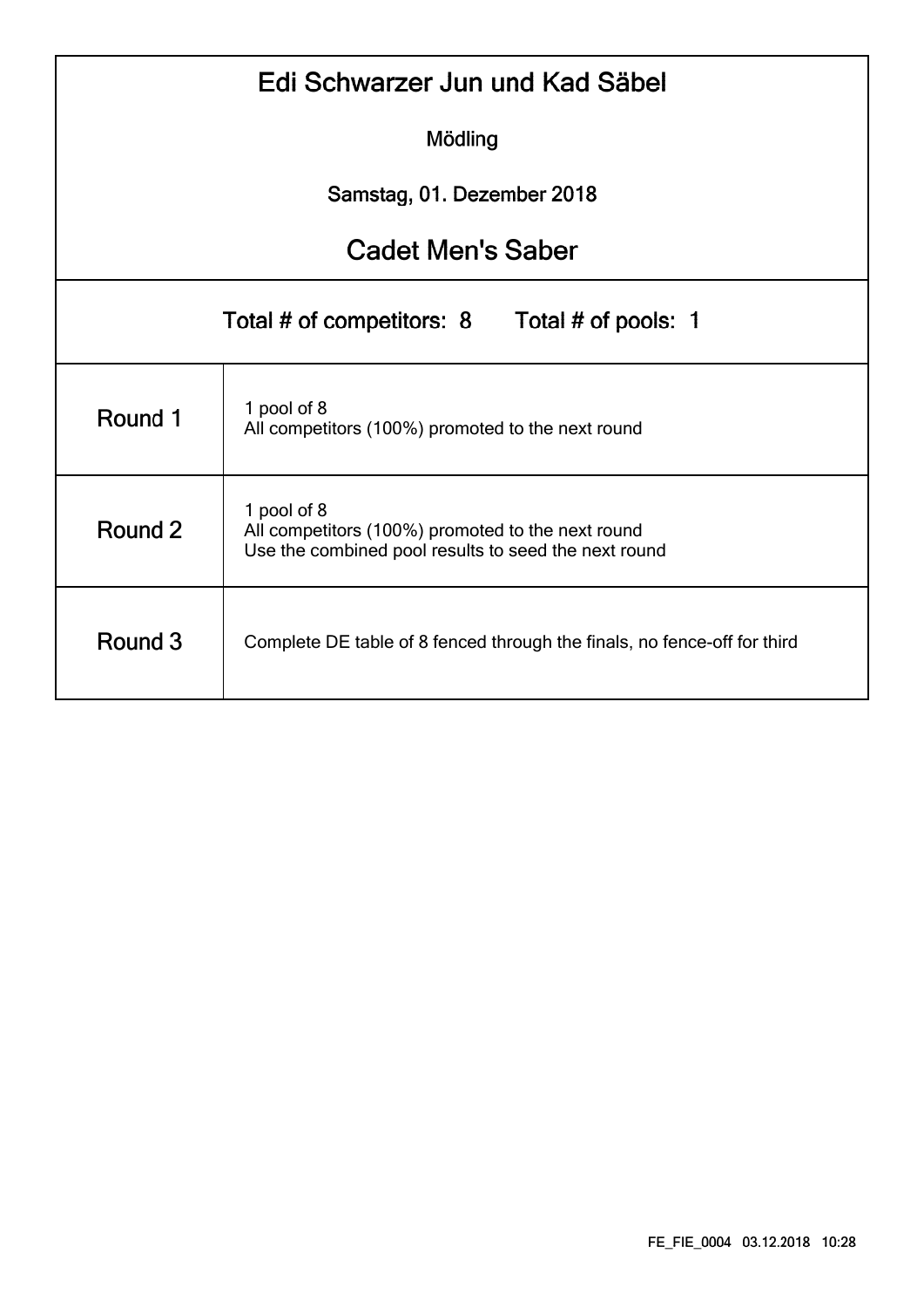# Edi Schwarzer Jun und Kad Säbel

Mödling

Samstag, 01. Dezember 2018

## Cadet Men's Saber

Total # of competitors: 8 Total # of pools: 1

| | |
|---|---|
| Round 1 | 1 pool of 8<br>All competitors (100%) promoted to the next round |
| Round 2 | 1 pool of 8<br>All competitors (100%) promoted to the next round<br>Use the combined pool results to seed the next round |
| Round 3 | Complete DE table of 8 fenced through the finals, no fence-off for third |

FE_FIE_0004 03.12.2018 10:28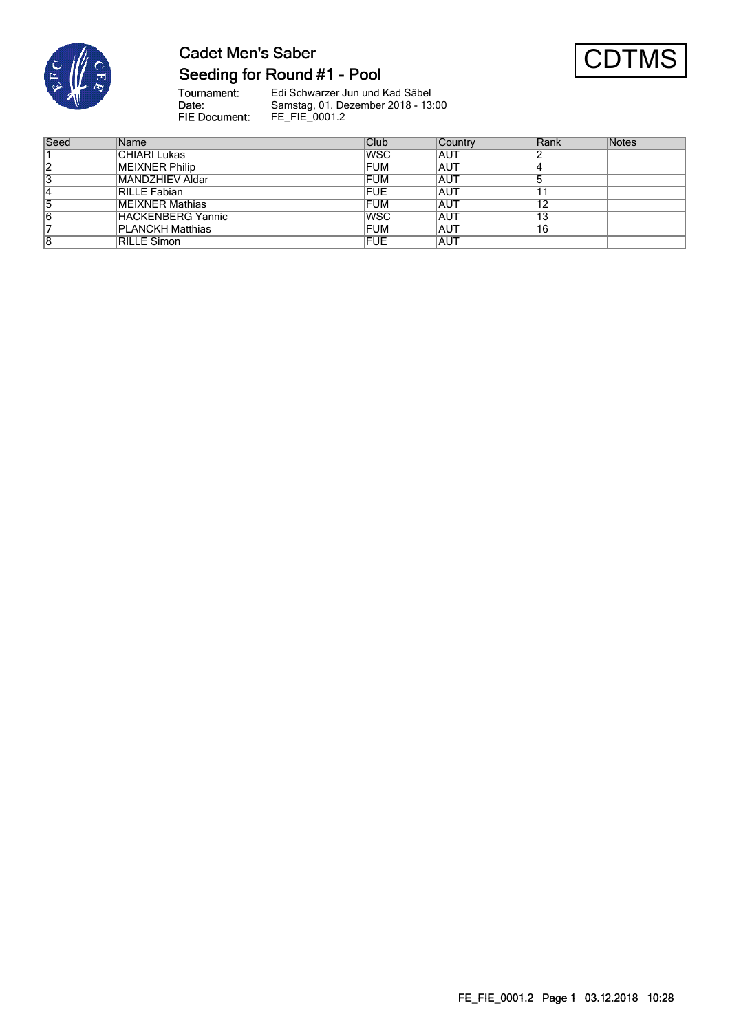# Cadet Men's Saber

## Seeding for Round #1 - Pool

CDTMS

Tournament: Edi Schwarzer Jun und Kad Säbel
Date: Samstag, 01. Dezember 2018 - 13:00
FIE Document: FE_FIE_0001.2

| Seed | Name | Club | Country | Rank | Notes |
|---|---|---|---|---|---|
| 1 | CHIARI Lukas | WSC | AUT | 2 | |
| 2 | MEIXNER Philip | FUM | AUT | 4 | |
| 3 | MANDZHIEV Aldar | FUM | AUT | 5 | |
| 4 | RILLE Fabian | FUE | AUT | 11 | |
| 5 | MEIXNER Mathias | FUM | AUT | 12 | |
| 6 | HACKENBERG Yannic | WSC | AUT | 13 | |
| 7 | PLANCKH Matthias | FUM | AUT | 16 | |
| 8 | RILLE Simon | FUE | AUT | | |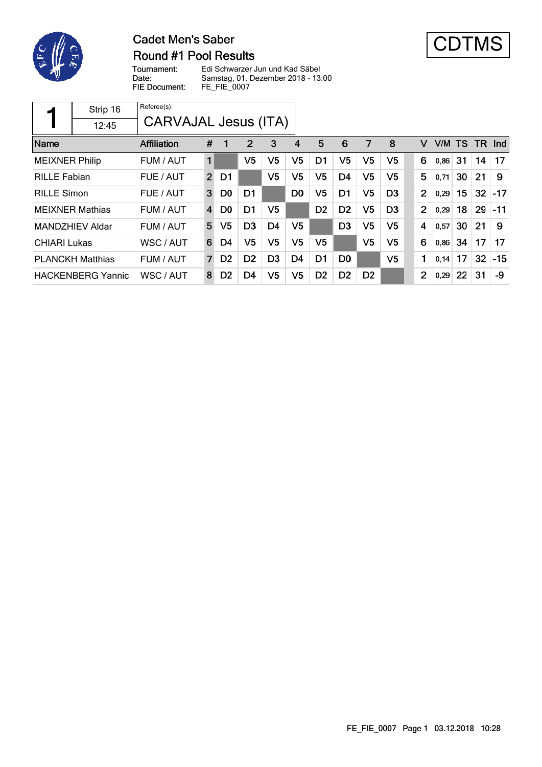# Cadet Men's Saber

## Round #1 Pool Results

CDTMS

Tournament: Edi Schwarzer Jun und Kad Säbel
Date: Samstag, 01. Dezember 2018 - 13:00
FIE Document: FE_FIE_0007

| 1 | Strip 16 | Referee(s): |
|---|---|---|
| | 12:45 | CARVAJAL Jesus (ITA) |

| Name | Affiliation | # | 1 | 2 | 3 | 4 | 5 | 6 | 7 | 8 | V | V/M | TS | TR | Ind |
|---|---|---|---|---|---|---|---|---|---|---|---|---|---|---|---|
| MEIXNER Philip | FUM / AUT | 1 | | V5 | V5 | V5 | D1 | V5 | V5 | V5 | 6 | 0,86 | 31 | 14 | 17 |
| RILLE Fabian | FUE / AUT | 2 | D1 | | V5 | V5 | V5 | D4 | V5 | V5 | 5 | 0,71 | 30 | 21 | 9 |
| RILLE Simon | FUE / AUT | 3 | D0 | D1 | | D0 | V5 | D1 | V5 | D3 | 2 | 0,29 | 15 | 32 | -17 |
| MEIXNER Mathias | FUM / AUT | 4 | D0 | D1 | V5 | | D2 | D2 | V5 | D3 | 2 | 0,29 | 18 | 29 | -11 |
| MANDZHIEV Aldar | FUM / AUT | 5 | V5 | D3 | D4 | V5 | | D3 | V5 | V5 | 4 | 0,57 | 30 | 21 | 9 |
| CHIARI Lukas | WSC / AUT | 6 | D4 | V5 | V5 | V5 | V5 | | V5 | V5 | 6 | 0,86 | 34 | 17 | 17 |
| PLANCKH Matthias | FUM / AUT | 7 | D2 | D2 | D3 | D4 | D1 | D0 | | V5 | 1 | 0,14 | 17 | 32 | -15 |
| HACKENBERG Yannic | WSC / AUT | 8 | D2 | D4 | V5 | V5 | D2 | D2 | D2 | | 2 | 0,29 | 22 | 31 | -9 |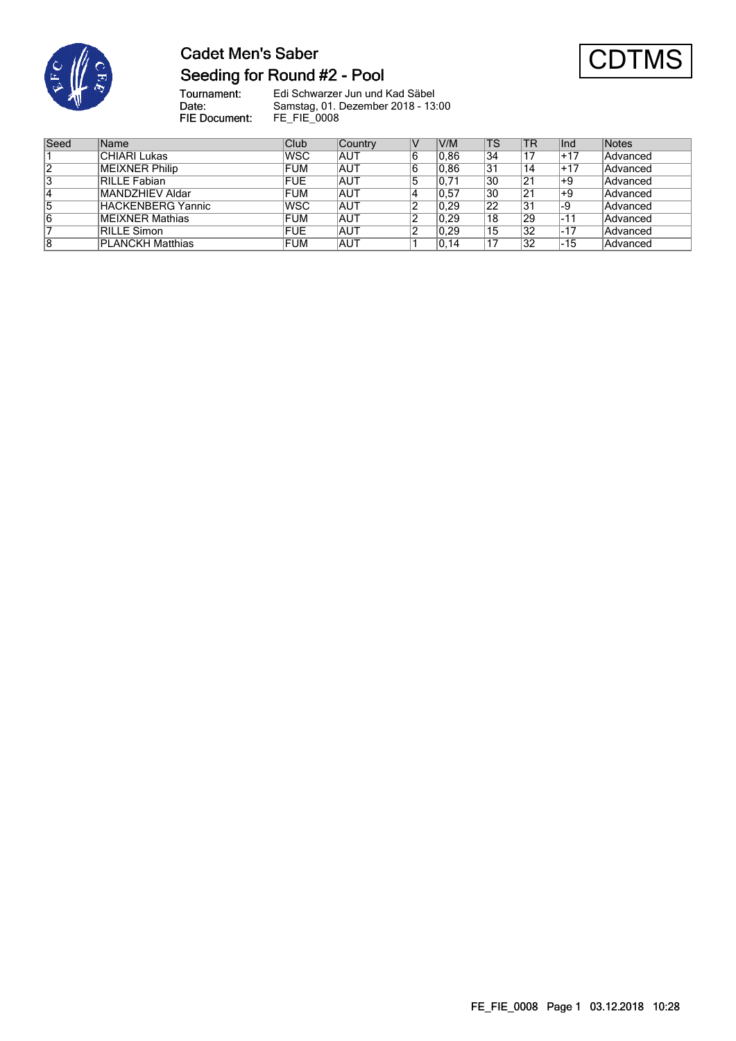# Cadet Men's Saber

## Seeding for Round #2 - Pool

CDTMS

Tournament: Edi Schwarzer Jun und Kad Säbel
Date: Samstag, 01. Dezember 2018 - 13:00
FIE Document: FE_FIE_0008

| Seed | Name | Club | Country | V | V/M | TS | TR | Ind | Notes |
|---|---|---|---|---|---|---|---|---|---|
| 1 | CHIARI Lukas | WSC | AUT | 6 | 0,86 | 34 | 17 | +17 | Advanced |
| 2 | MEIXNER Philip | FUM | AUT | 6 | 0,86 | 31 | 14 | +17 | Advanced |
| 3 | RILLE Fabian | FUE | AUT | 5 | 0,71 | 30 | 21 | +9 | Advanced |
| 4 | MANDZHIEV Aldar | FUM | AUT | 4 | 0,57 | 30 | 21 | +9 | Advanced |
| 5 | HACKENBERG Yannic | WSC | AUT | 2 | 0,29 | 22 | 31 | -9 | Advanced |
| 6 | MEIXNER Mathias | FUM | AUT | 2 | 0,29 | 18 | 29 | -11 | Advanced |
| 7 | RILLE Simon | FUE | AUT | 2 | 0,29 | 15 | 32 | -17 | Advanced |
| 8 | PLANCKH Matthias | FUM | AUT | 1 | 0,14 | 17 | 32 | -15 | Advanced |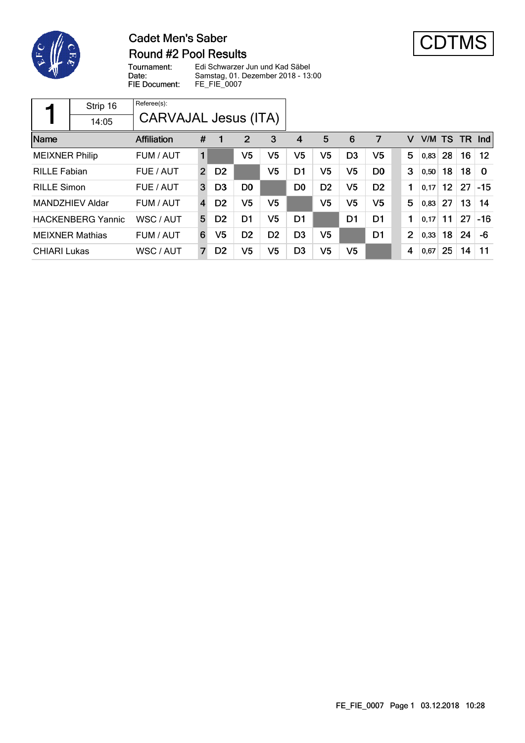# Cadet Men's Saber

## Round #2 Pool Results

CDTMS

Tournament: Edi Schwarzer Jun und Kad Säbel
Date: Samstag, 01. Dezember 2018 - 13:00
FIE Document: FE_FIE_0007

| 1 | Strip 16 | Referee(s): |
|---|---|---|
| | 14:05 | CARVAJAL Jesus (ITA) |

| Name | Affiliation | # | 1 | 2 | 3 | 4 | 5 | 6 | 7 | V | V/M | TS | TR | Ind |
|---|---|---|---|---|---|---|---|---|---|---|---|---|---|---|
| MEIXNER Philip | FUM / AUT | 1 | | V5 | V5 | V5 | V5 | D3 | V5 | 5 | 0,83 | 28 | 16 | 12 |
| RILLE Fabian | FUE / AUT | 2 | D2 | | V5 | D1 | V5 | V5 | D0 | 3 | 0,50 | 18 | 18 | 0 |
| RILLE Simon | FUE / AUT | 3 | D3 | D0 | | D0 | D2 | V5 | D2 | 1 | 0,17 | 12 | 27 | -15 |
| MANDZHIEV Aldar | FUM / AUT | 4 | D2 | V5 | V5 | | V5 | V5 | V5 | 5 | 0,83 | 27 | 13 | 14 |
| HACKENBERG Yannic | WSC / AUT | 5 | D2 | D1 | V5 | D1 | | D1 | D1 | 1 | 0,17 | 11 | 27 | -16 |
| MEIXNER Mathias | FUM / AUT | 6 | V5 | D2 | D2 | D3 | V5 | | D1 | 2 | 0,33 | 18 | 24 | -6 |
| CHIARI Lukas | WSC / AUT | 7 | D2 | V5 | V5 | D3 | V5 | V5 | | 4 | 0,67 | 25 | 14 | 11 |

FE_FIE_0007 Page 1 03.12.2018 10:28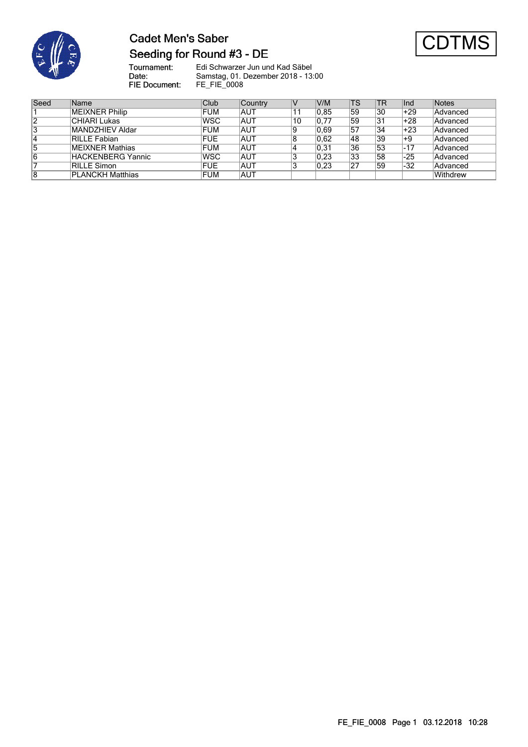# Cadet Men's Saber

## Seeding for Round #3 - DE

CDTMS

Tournament: Edi Schwarzer Jun und Kad Säbel
Date: Samstag, 01. Dezember 2018 - 13:00
FIE Document: FE_FIE_0008

| Seed | Name | Club | Country | V | V/M | TS | TR | Ind | Notes |
|---|---|---|---|---|---|---|---|---|---|
| 1 | MEIXNER Philip | FUM | AUT | 11 | 0,85 | 59 | 30 | +29 | Advanced |
| 2 | CHIARI Lukas | WSC | AUT | 10 | 0,77 | 59 | 31 | +28 | Advanced |
| 3 | MANDZHIEV Aldar | FUM | AUT | 9 | 0,69 | 57 | 34 | +23 | Advanced |
| 4 | RILLE Fabian | FUE | AUT | 8 | 0,62 | 48 | 39 | +9 | Advanced |
| 5 | MEIXNER Mathias | FUM | AUT | 4 | 0,31 | 36 | 53 | -17 | Advanced |
| 6 | HACKENBERG Yannic | WSC | AUT | 3 | 0,23 | 33 | 58 | -25 | Advanced |
| 7 | RILLE Simon | FUE | AUT | 3 | 0,23 | 27 | 59 | -32 | Advanced |
| 8 | PLANCKH Matthias | FUM | AUT | | | | | | Withdrew |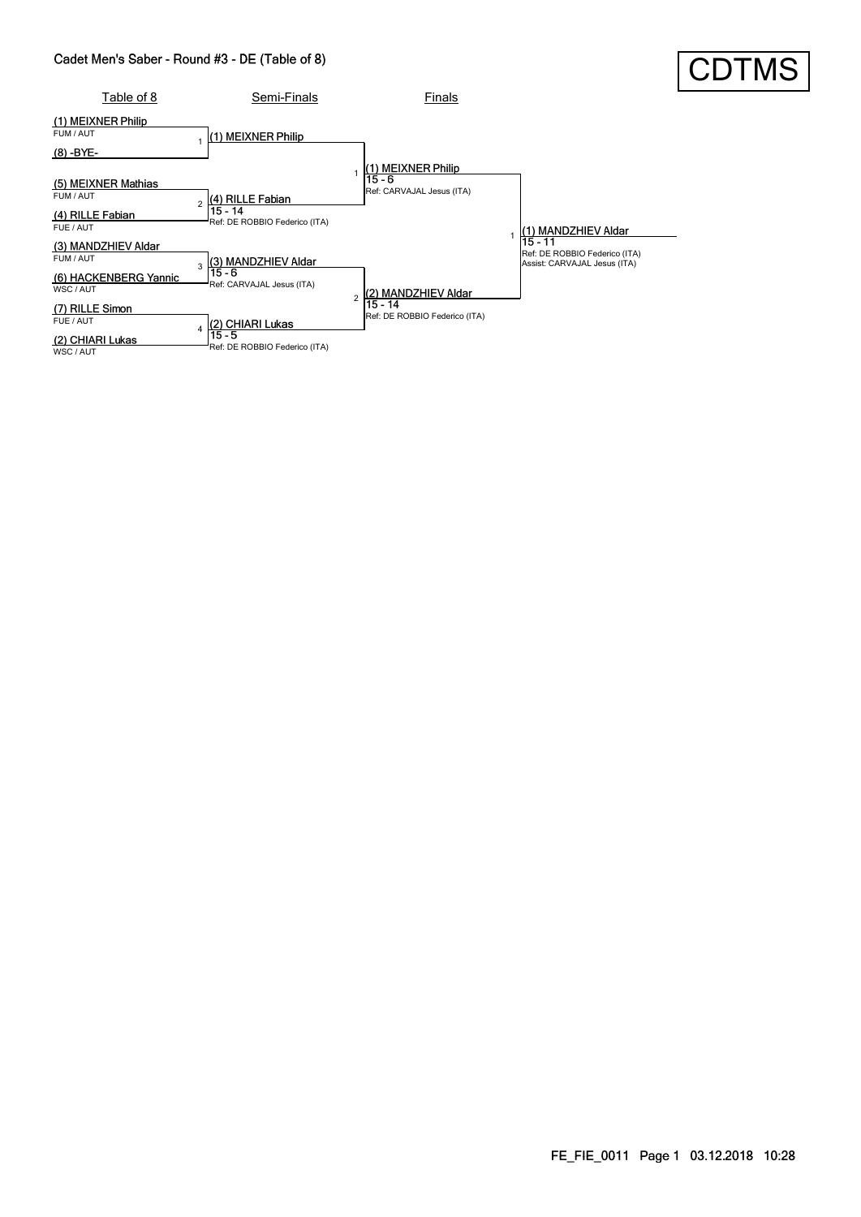# Cadet Men's Saber - Round #3 - DE (Table of 8)

CDTMS

## Table of 8

| Table of 8 | Semi-Finals | Finals | Winner |
|---|---|---|---|
| (1) MEIXNER Philip, FUM / AUT | | | |
| (8) -BYE- | 1 (1) MEIXNER Philip | | |
| (5) MEIXNER Mathias, FUM / AUT | | 1 (1) MEIXNER Philip, 15 - 6, Ref: CARVAJAL Jesus (ITA) | |
| (4) RILLE Fabian, FUE / AUT | 2 (4) RILLE Fabian, 15 - 14, Ref: DE ROBBIO Federico (ITA) | | |
| (3) MANDZHIEV Aldar, FUM / AUT | | | 1 (1) MANDZHIEV Aldar, 15 - 11, Ref: DE ROBBIO Federico (ITA), Assist: CARVAJAL Jesus (ITA) |
| (6) HACKENBERG Yannic, WSC / AUT | 3 (3) MANDZHIEV Aldar, 15 - 6, Ref: CARVAJAL Jesus (ITA) | | |
| (7) RILLE Simon, FUE / AUT | | 2 (2) MANDZHIEV Aldar, 15 - 14, Ref: DE ROBBIO Federico (ITA) | |
| (2) CHIARI Lukas, WSC / AUT | 4 (2) CHIARI Lukas, 15 - 5, Ref: DE ROBBIO Federico (ITA) | | |

FE_FIE_0011 03.12.2018 10:28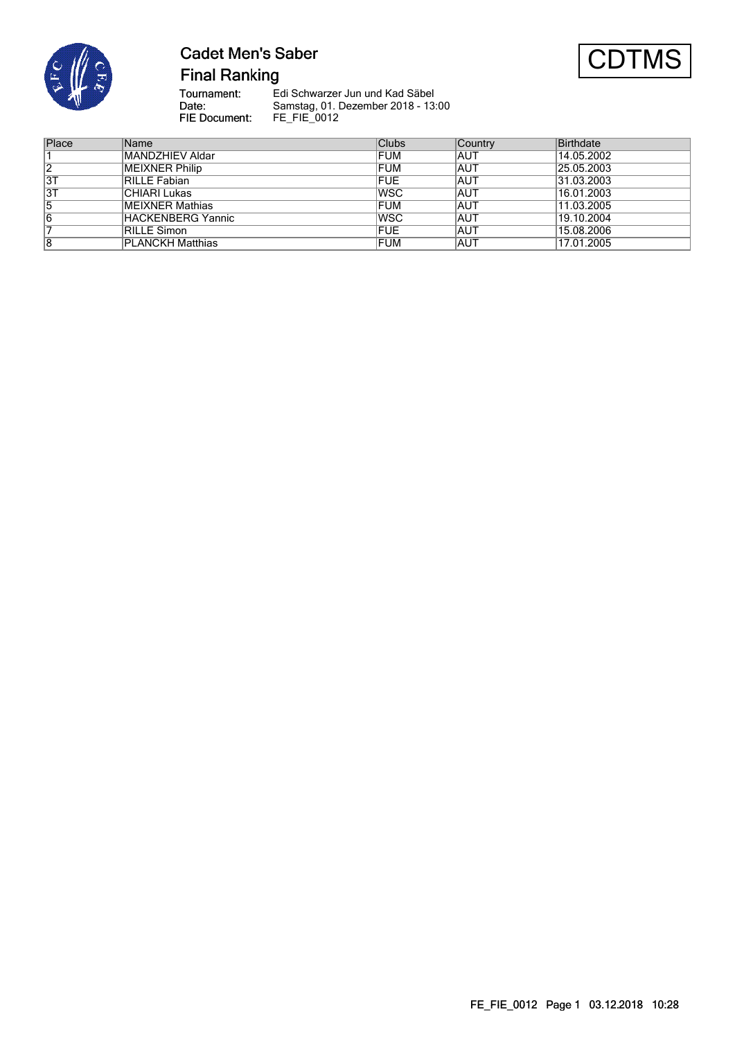# Cadet Men's Saber

## Final Ranking

**CDTMS**

**Tournament:** Edi Schwarzer Jun und Kad Säbel
**Date:** Samstag, 01. Dezember 2018 - 13:00
**FIE Document:** FE_FIE_0012

| Place | Name | Clubs | Country | Birthdate |
|---|---|---|---|---|
| 1 | MANDZHIEV Aldar | FUM | AUT | 14.05.2002 |
| 2 | MEIXNER Philip | FUM | AUT | 25.05.2003 |
| 3T | RILLE Fabian | FUE | AUT | 31.03.2003 |
| 3T | CHIARI Lukas | WSC | AUT | 16.01.2003 |
| 5 | MEIXNER Mathias | FUM | AUT | 11.03.2005 |
| 6 | HACKENBERG Yannic | WSC | AUT | 19.10.2004 |
| 7 | RILLE Simon | FUE | AUT | 15.08.2006 |
| 8 | PLANCKH Matthias | FUM | AUT | 17.01.2005 |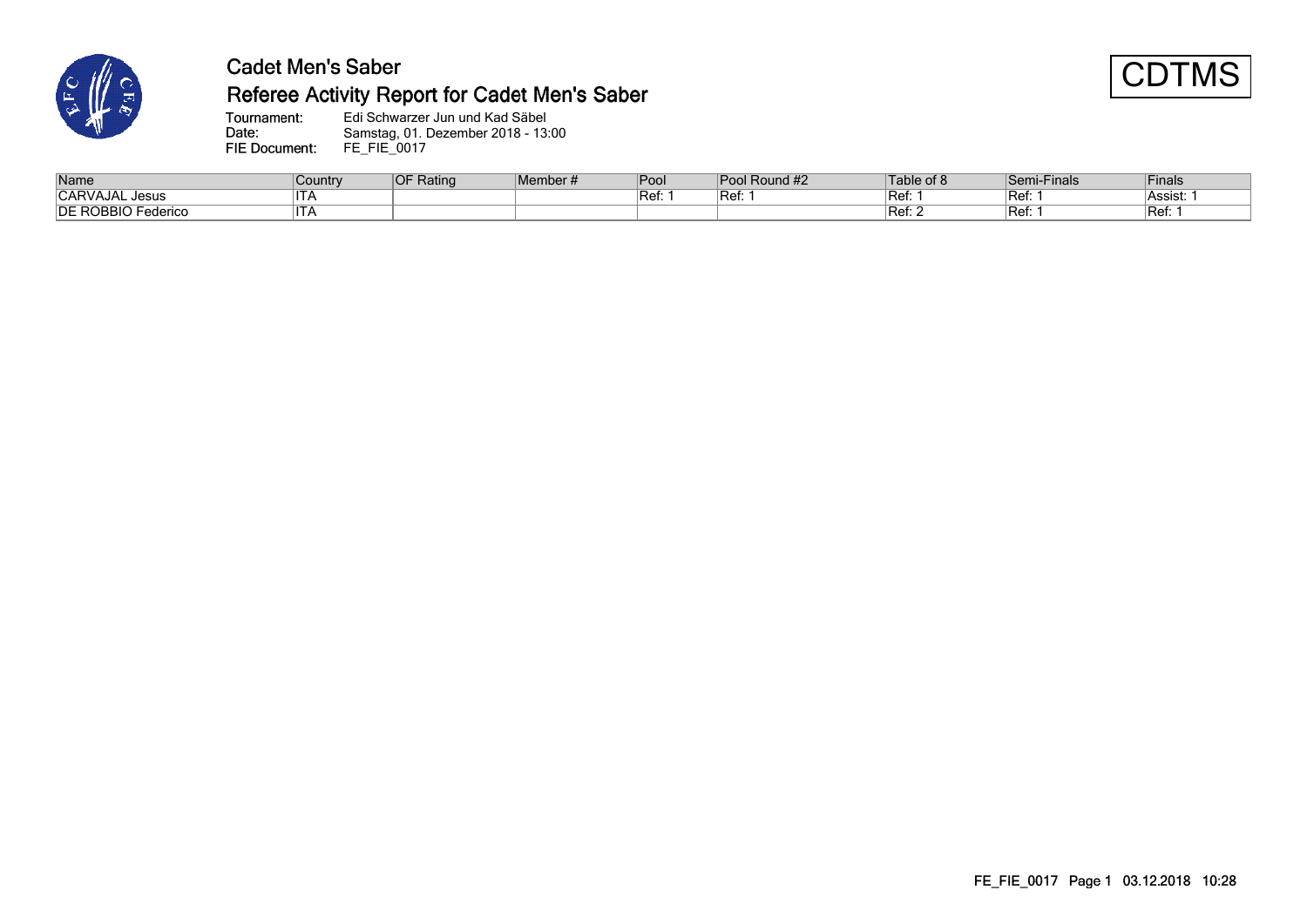# Cadet Men's Saber

## Referee Activity Report for Cadet Men's Saber

**Tournament:** Edi Schwarzer Jun und Kad Säbel
**Date:** Samstag, 01. Dezember 2018 - 13:00
**FIE Document:** FE_FIE_0017

CDTMS

| Name | Country | OF Rating | Member # | Pool | Pool Round #2 | Table of 8 | Semi-Finals | Finals |
|---|---|---|---|---|---|---|---|---|
| CARVAJAL Jesus | ITA | | | Ref: 1 | Ref: 1 | Ref: 1 | Ref: 1 | Assist: 1 |
| DE ROBBIO Federico | ITA | | | | | Ref: 2 | Ref: 1 | Ref: 1 |